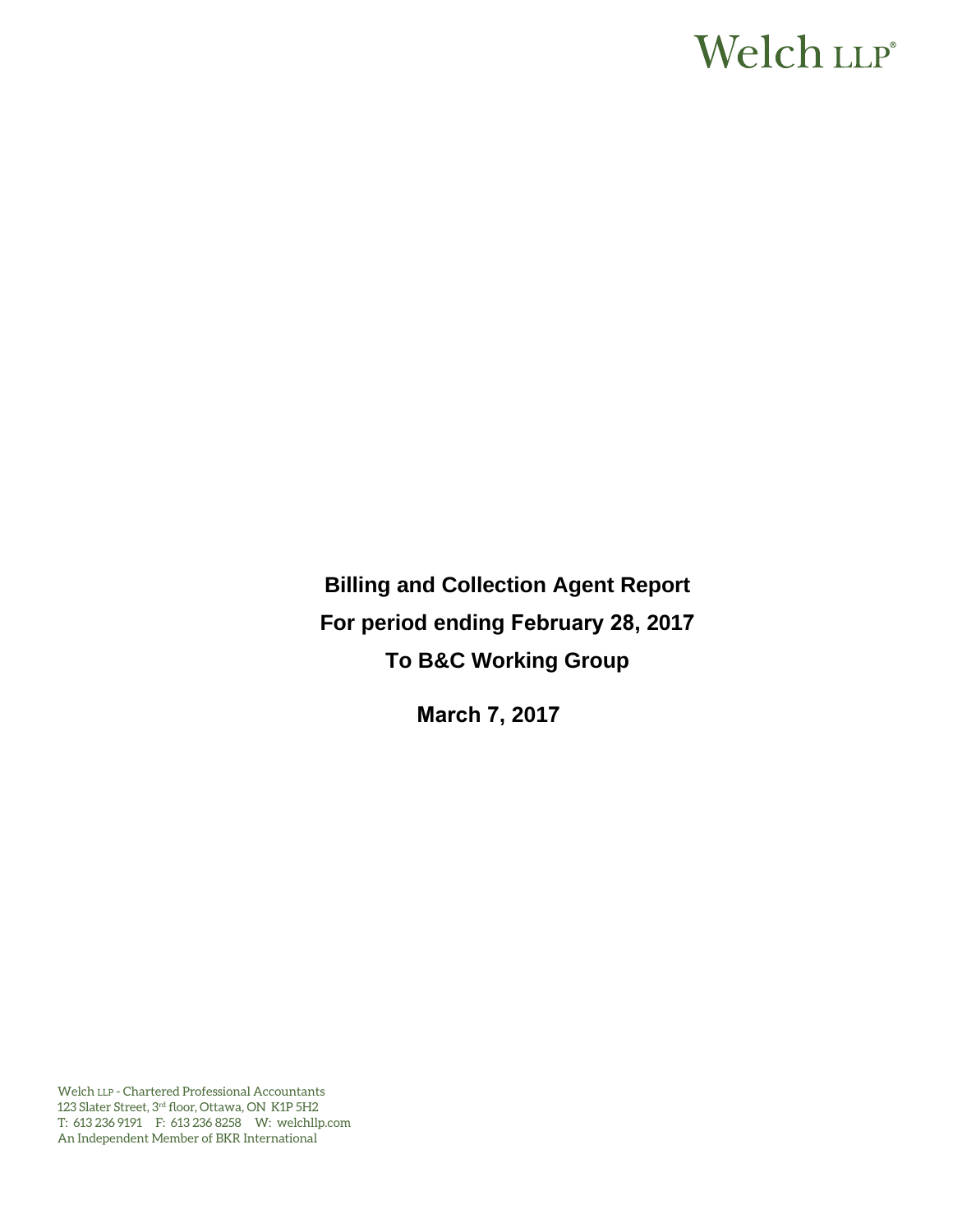Welch LLP®

# Billing and Collection Agent Report

## For period ending February 28, 2017

## To B&C Working Group

**March 7, 2017**

Welch LLP - Chartered Professional Accountants
123 Slater Street, 3rd floor, Ottawa, ON K1P 5H2
T: 613 236 9191 F: 613 236 8258 W: welchllp.com
An Independent Member of BKR International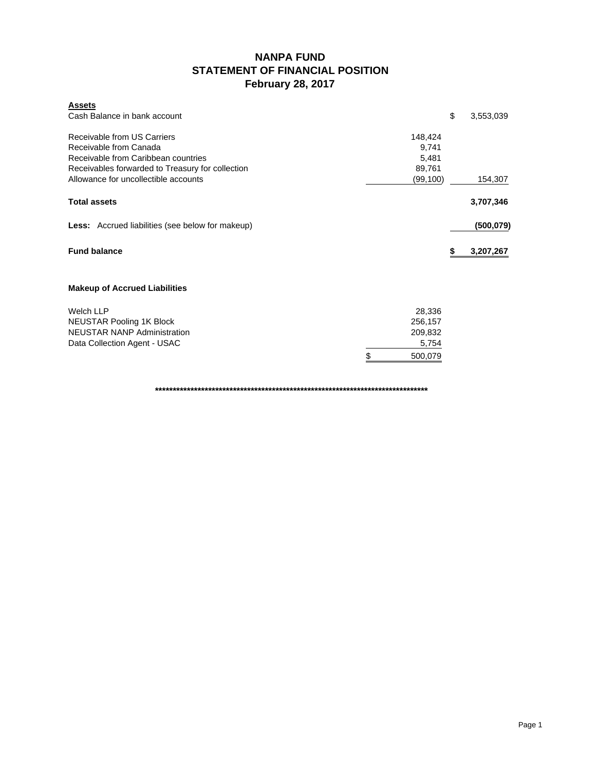# NANPA FUND
## STATEMENT OF FINANCIAL POSITION
### February 28, 2017

| **Assets** | | |
|---|---|---|
| Cash Balance in bank account | | $ 3,553,039 |
| | | |
| Receivable from US Carriers | 148,424 | |
| Receivable from Canada | 9,741 | |
| Receivable from Caribbean countries | 5,481 | |
| Receivables forwarded to Treasury for collection | 89,761 | |
| Allowance for uncollectible accounts | (99,100) | 154,307 |
| | | |
| **Total assets** | | **3,707,346** |
| | | |
| **Less:** Accrued liabilities (see below for makeup) | | **(500,079)** |
| | | |
| **Fund balance** | | **$ 3,207,267** |

**Makeup of Accrued Liabilities**

| | |
|---|---|
| Welch LLP | 28,336 |
| NEUSTAR Pooling 1K Block | 256,157 |
| NEUSTAR NANP Administration | 209,832 |
| Data Collection Agent - USAC | 5,754 |
| | $ 500,079 |

**********************************************************************************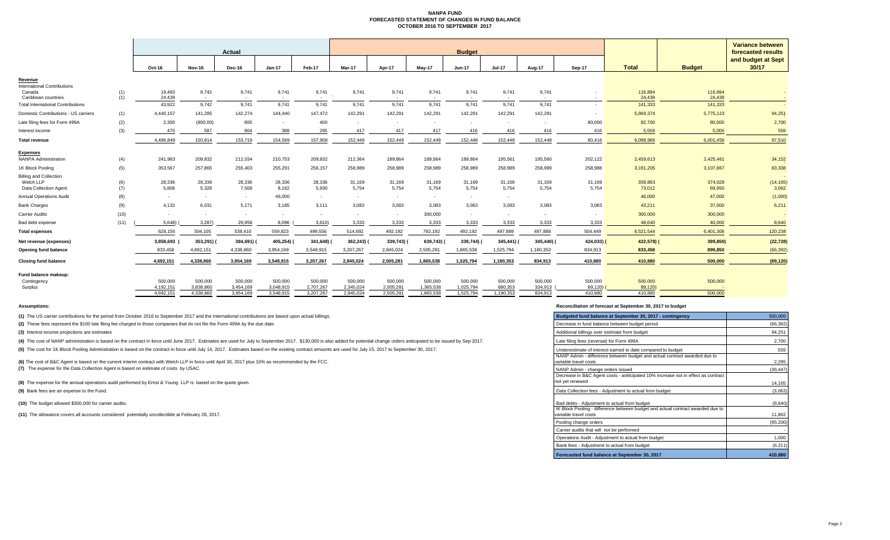# NANPA FUND
## FORECASTED STATEMENT OF CHANGES IN FUND BALANCE
## OCTOBER 2016 TO SEPTEMBER 2017

| | | Actual | | | | | Budget | | | | | | | | | Variance between forecasted results and budget at Sept 30/17 |
|---|---|---|---|---|---|---|---|---|---|---|---|---|---|---|---|---|
| | | Oct-16 | Nov-16 | Dec-16 | Jan-17 | Feb-17 | Mar-17 | Apr-17 | May-17 | Jun-17 | Jul-17 | Aug-17 | Sep-17 | Total | Budget | |
| **Revenue** | | | | | | | | | | | | | | | | |
| International Contributions | | | | | | | | | | | | | | | | |
| Canada | (1) | 19,483 | 9,742 | 9,741 | 9,741 | 9,741 | 9,741 | 9,741 | 9,741 | 9,741 | 9,741 | 9,741 | - | 116,894 | 116,894 | - |
| Caribbean countries | (1) | 24,439 | - | - | - | - | - | - | - | - | - | - | - | 24,439 | 24,439 | - |
| Total International Contributions | | 43,922 | 9,742 | 9,741 | 9,741 | 9,741 | 9,741 | 9,741 | 9,741 | 9,741 | 9,741 | 9,741 | - | 141,333 | 141,333 | - |
| Domestic Contributions - US carriers | (1) | 4,440,157 | 141,285 | 142,274 | 144,440 | 147,472 | 142,291 | 142,291 | 142,291 | 142,291 | 142,291 | 142,291 | - | 5,869,374 | 5,775,123 | 94,251 |
| Late filing fees for Form 499A | (2) | 2,300 | (800.00) | 800 | - | 400 | - | - | - | - | - | - | 80,000 | 82,700 | 80,000 | 2,700 |
| Interest income | (3) | 470 | 587 | 904 | 388 | 295 | 417 | 417 | 417 | 416 | 416 | 416 | 416 | 5,559 | 5,000 | 559 |
| **Total revenue** | | 4,486,849 | 150,814 | 153,719 | 154,569 | 157,908 | 152,449 | 152,449 | 152,449 | 152,448 | 152,448 | 152,448 | 80,416 | 6,098,966 | 6,001,456 | 97,510 |
| **Expenses** | | | | | | | | | | | | | | | | |
| NANPA Administration | (4) | 241,963 | 209,832 | 212,034 | 210,753 | 209,832 | 212,364 | 189,864 | 189,864 | 189,864 | 195,561 | 195,560 | 202,122 | 2,459,613 | 2,425,461 | 34,152 |
| 1K Block Pooling | (5) | 353,567 | 257,865 | 255,403 | 255,291 | 256,157 | 258,989 | 258,989 | 258,989 | 258,989 | 258,989 | 258,989 | 258,988 | 3,191,205 | 3,107,867 | 83,338 |
| Billing and Collection | | | | | | | | | | | | | | | | - |
| Welch LLP | (6) | 28,336 | 28,336 | 28,336 | 28,336 | 28,336 | 31,169 | 31,169 | 31,169 | 31,169 | 31,169 | 31,169 | 31,169 | 359,863 | 374,028 | (14,165) |
| Data Collection Agent | (7) | 5,806 | 5,328 | 7,508 | 8,162 | 5,930 | 5,754 | 5,754 | 5,754 | 5,754 | 5,754 | 5,754 | 5,754 | 73,012 | 69,950 | 3,062 |
| Annual Operations Audit | (8) | - | - | - | 46,000 | - | - | - | - | - | - | - | - | 46,000 | 47,000 | (1,000) |
| Bank Charges | (9) | 4,132 | 6,031 | 5,171 | 3,185 | 3,111 | 3,083 | 3,083 | 3,083 | 3,083 | 3,083 | 3,083 | 3,083 | 43,211 | 37,000 | 6,211 |
| Carrier Audits | (10) | - | - | - | - | - | - | - | 300,000 | - | - | - | - | 300,000 | 300,000 | - |
| Bad debt expense | (11) | (5,648) | (3,287) | 29,958 | 8,096 | (3,810) | 3,333 | 3,333 | 3,333 | 3,333 | 3,333 | 3,333 | 3,333 | 48,640 | 40,000 | 8,640 |
| **Total expenses** | | 628,156 | 504,105 | 538,410 | 559,823 | 499,556 | 514,692 | 492,192 | 792,192 | 492,192 | 497,889 | 497,888 | 504,449 | 6,521,544 | 6,401,306 | 120,238 |
| **Net revenue (expenses)** | | 3,858,693 | (353,291) | (384,691) | (405,254) | (341,648) | (362,243) | (339,743) | (639,743) | (339,744) | (345,441) | (345,440) | (424,033) | (422,578) | (399,850) | (22,728) |
| **Opening fund balance** | | 833,458 | 4,692,151 | 4,338,860 | 3,954,169 | 3,548,915 | 3,207,267 | 2,845,024 | 2,505,281 | 1,865,538 | 1,525,794 | 1,180,353 | 834,913 | 833,458 | 899,850 | (66,392) |
| **Closing fund balance** | | 4,692,151 | 4,338,860 | 3,954,169 | 3,548,915 | 3,207,267 | 2,845,024 | 2,505,281 | 1,865,538 | 1,525,794 | 1,180,353 | 834,913 | 410,880 | 410,880 | 500,000 | (89,120) |
| **Fund balance makeup:** | | | | | | | | | | | | | | | | |
| Contingency | | 500,000 | 500,000 | 500,000 | 500,000 | 500,000 | 500,000 | 500,000 | 500,000 | 500,000 | 500,000 | 500,000 | 500,000 | 500,000 | 500,000 | |
| Surplus | | 4,192,151 | 3,838,860 | 3,454,169 | 3,048,915 | 2,707,267 | 2,345,024 | 2,005,281 | 1,365,538 | 1,025,794 | 680,353 | 334,913 | (89,120) | (89,120) | - | |
| | | 4,692,151 | 4,338,860 | 3,954,169 | 3,548,915 | 3,207,267 | 2,845,024 | 2,505,281 | 1,865,538 | 1,525,794 | 1,180,353 | 834,913 | 410,880 | 410,880 | 500,000 | |

**Assumptions:**

**(1)** The US carrier contributions for the period from October 2016 to September 2017 and the International contributions are based upon actual billings.

**(2)** These fees represent the $100 late filing fee charged to those companies that do not file the Form 499A by the due date.

**(3)** Interest income projections are estimates

**(4)** The cost of NANP administration is based on the contract in force until June 2017. Estimates are used for July to September 2017. $130,000 is also added for potential change orders anticipated to be issued by Sep 2017.

**(5)** The cost for 1K Block Pooling Administration is based on the contract in force until July 14, 2017. Estimates based on the existing contract amounts are used for July 15, 2017 to September 30, 2017.

**(6)** The cost of B&C Agent is based on the current interim contract with Welch LLP in force until April 30, 2017 plus 10% as recommended by the FCC.

**(7)** The expense for the Data Collection Agent is based on estimate of costs by USAC.

**(8)** The expense for the annual operations audit performed by Ernst & Young LLP is based on the quote given.

**(9)** Bank fees are an expense to the Fund.

**(10)** The budget allowed $300,000 for carrier audits.

**(11)** The allowance covers all accounts considered potentially uncollectible at February 28, 2017.

**Reconciliation of forecast at September 30, 2017 to budget**

| Item | Amount |
|---|---|
| Budgeted fund balance at September 30, 2017 - contingency | 500,000 |
| Decrease in fund balance between budget period | (66,392) |
| Additional billings over estimate from budget | 94,251 |
| Late filing fees (reversal) for Form 499A | 2,700 |
| Underestimate of interest earned to date compared to budget | 559 |
| NANP Admin - difference between budget and actual contract awarded due to variable travel costs | 2,295 |
| NANP Admin - change orders issued | (36,447) |
| Decrease in B&C Agent costs - aniticipated 10% increase not in effect as contract not yet renewed | 14,165 |
| Data Collection fees - Adjustment to actual from budget | (3,062) |
| Bad debts - Adjustment to actual from budget | (8,640) |
| IK Block Pooling - difference between budget and actual contract awarded due to variable travel costs | 11,862 |
| Pooling change orders | (95,200) |
| Carrier audits that will not be performed | - |
| Operations Audit - Adjustment to actual from budget | 1,000 |
| Bank fees - Adjustment to actual from budget | (6,211) |
| **Forecasted fund balance at September 30, 2017** | **410,880** |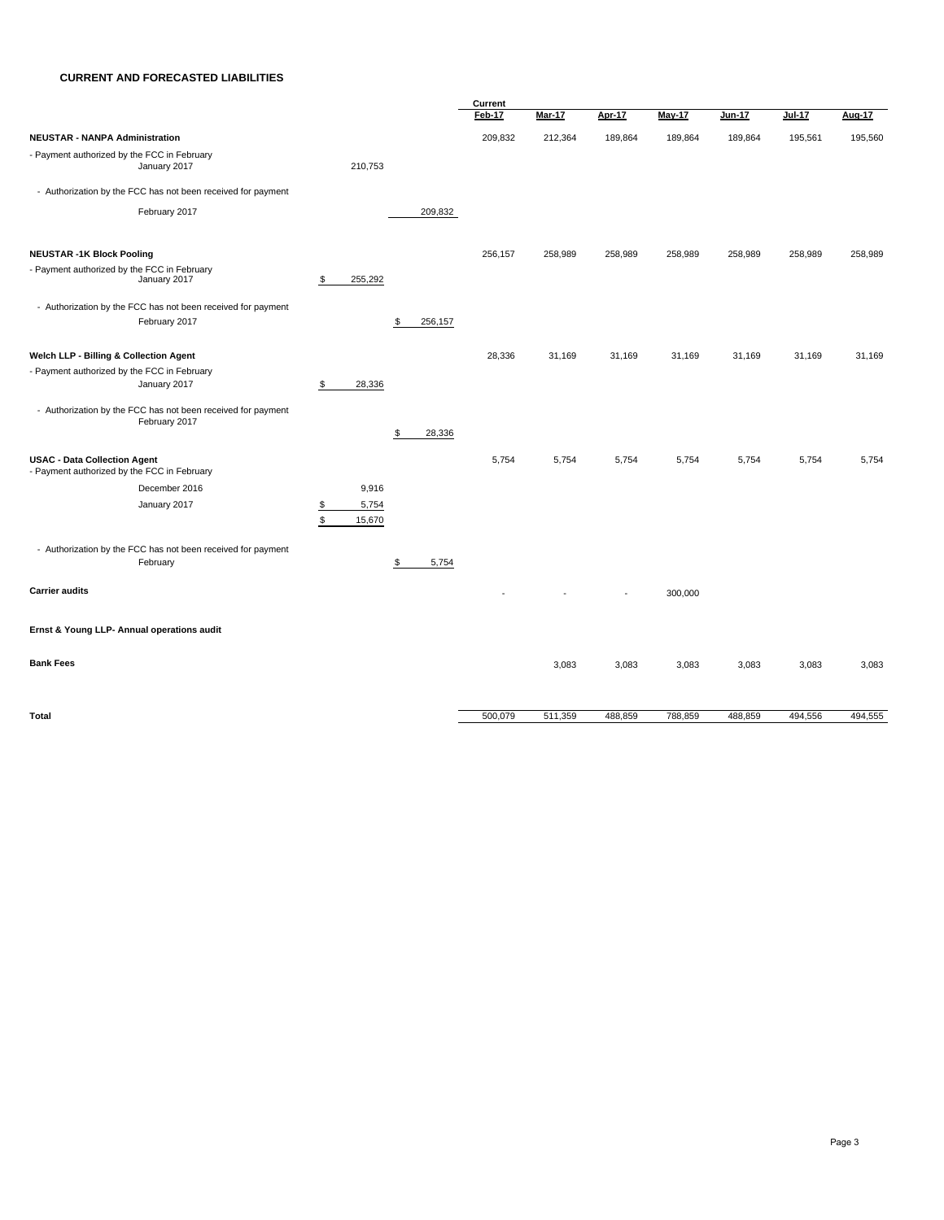**CURRENT AND FORECASTED LIABILITIES**

| | | | Current Feb-17 | Mar-17 | Apr-17 | May-17 | Jun-17 | Jul-17 | Aug-17 |
|---|---|---|---|---|---|---|---|---|---|
| **NEUSTAR - NANPA Administration** | | | 209,832 | 212,364 | 189,864 | 189,864 | 189,864 | 195,561 | 195,560 |
| - Payment authorized by the FCC in February | | | | | | | | | |
| January 2017 | 210,753 | | | | | | | | |
| - Authorization by the FCC has not been received for payment | | | | | | | | | |
| February 2017 | | 209,832 | | | | | | | |
| **NEUSTAR -1K Block Pooling** | | | 256,157 | 258,989 | 258,989 | 258,989 | 258,989 | 258,989 | 258,989 |
| - Payment authorized by the FCC in February | | | | | | | | | |
| January 2017 | $ 255,292 | | | | | | | | |
| - Authorization by the FCC has not been received for payment | | | | | | | | | |
| February 2017 | | $ 256,157 | | | | | | | |
| **Welch LLP - Billing & Collection Agent** | | | 28,336 | 31,169 | 31,169 | 31,169 | 31,169 | 31,169 | 31,169 |
| - Payment authorized by the FCC in February | | | | | | | | | |
| January 2017 | $ 28,336 | | | | | | | | |
| - Authorization by the FCC has not been received for payment | | | | | | | | | |
| February 2017 | | $ 28,336 | | | | | | | |
| **USAC - Data Collection Agent** | | | 5,754 | 5,754 | 5,754 | 5,754 | 5,754 | 5,754 | 5,754 |
| - Payment authorized by the FCC in February | | | | | | | | | |
| December 2016 | 9,916 | | | | | | | | |
| January 2017 | $ 5,754 | | | | | | | | |
| | $ 15,670 | | | | | | | | |
| - Authorization by the FCC has not been received for payment | | | | | | | | | |
| February | | $ 5,754 | | | | | | | |
| **Carrier audits** | | | - | - | - | 300,000 | | | |
| **Ernst & Young LLP- Annual operations audit** | | | | | | | | | |
| **Bank Fees** | | | | 3,083 | 3,083 | 3,083 | 3,083 | 3,083 | 3,083 |
| **Total** | | | 500,079 | 511,359 | 488,859 | 788,859 | 488,859 | 494,556 | 494,555 |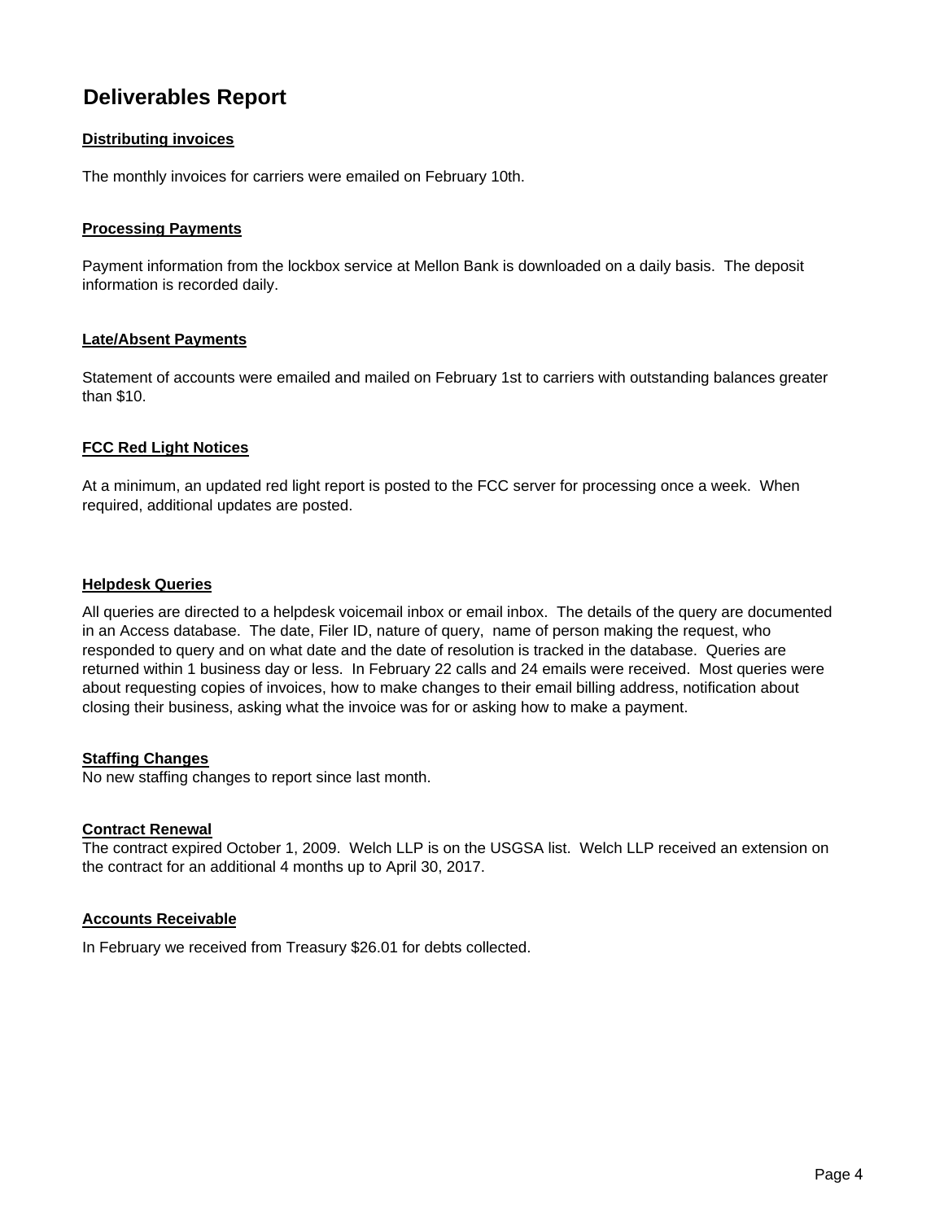# Deliverables Report

**Distributing invoices**

The monthly invoices for carriers were emailed on February 10th.

**Processing Payments**

Payment information from the lockbox service at Mellon Bank is downloaded on a daily basis. The deposit information is recorded daily.

**Late/Absent Payments**

Statement of accounts were emailed and mailed on February 1st to carriers with outstanding balances greater than $10.

**FCC Red Light Notices**

At a minimum, an updated red light report is posted to the FCC server for processing once a week. When required, additional updates are posted.

**Helpdesk Queries**

All queries are directed to a helpdesk voicemail inbox or email inbox. The details of the query are documented in an Access database. The date, Filer ID, nature of query, name of person making the request, who responded to query and on what date and the date of resolution is tracked in the database. Queries are returned within 1 business day or less. In February 22 calls and 24 emails were received. Most queries were about requesting copies of invoices, how to make changes to their email billing address, notification about closing their business, asking what the invoice was for or asking how to make a payment.

**Staffing Changes**

No new staffing changes to report since last month.

**Contract Renewal**

The contract expired October 1, 2009. Welch LLP is on the USGSA list. Welch LLP received an extension on the contract for an additional 4 months up to April 30, 2017.

**Accounts Receivable**

In February we received from Treasury $26.01 for debts collected.